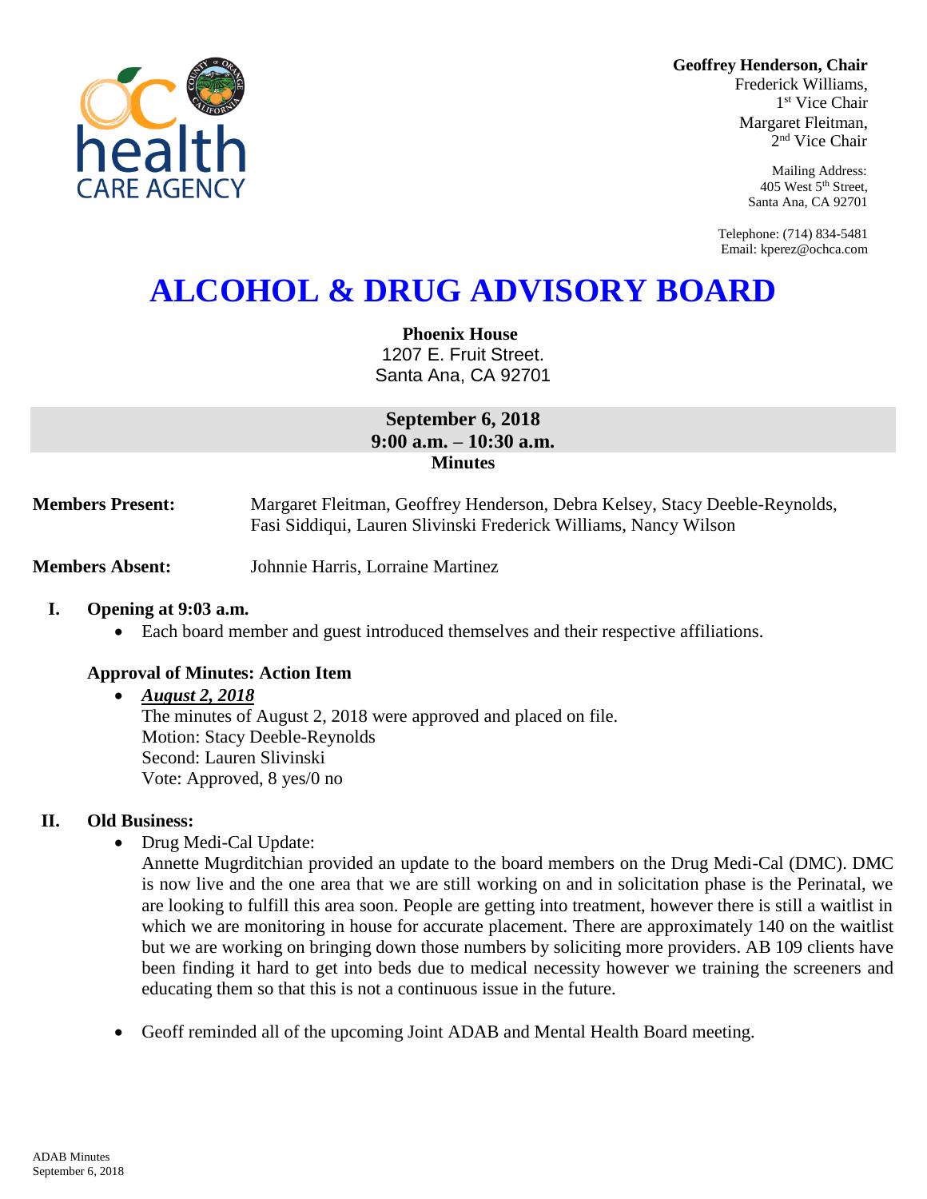**Geoffrey Henderson, Chair**
Frederick Williams,
1st Vice Chair
Margaret Fleitman,
2nd Vice Chair

Mailing Address:
405 West 5th Street,
Santa Ana, CA 92701

Telephone: (714) 834-5481
Email: kperez@ochca.com

# ALCOHOL & DRUG ADVISORY BOARD

**Phoenix House**
1207 E. Fruit Street.
Santa Ana, CA 92701

**September 6, 2018**
**9:00 a.m. – 10:30 a.m.**
**Minutes**

**Members Present:** Margaret Fleitman, Geoffrey Henderson, Debra Kelsey, Stacy Deeble-Reynolds, Fasi Siddiqui, Lauren Slivinski Frederick Williams, Nancy Wilson

**Members Absent:** Johnnie Harris, Lorraine Martinez

## I. Opening at 9:03 a.m.

- Each board member and guest introduced themselves and their respective affiliations.

### Approval of Minutes: Action Item

- ***August 2, 2018***
  The minutes of August 2, 2018 were approved and placed on file.
  Motion: Stacy Deeble-Reynolds
  Second: Lauren Slivinski
  Vote: Approved, 8 yes/0 no

## II. Old Business:

- Drug Medi-Cal Update:
  Annette Mugrditchian provided an update to the board members on the Drug Medi-Cal (DMC). DMC is now live and the one area that we are still working on and in solicitation phase is the Perinatal, we are looking to fulfill this area soon. People are getting into treatment, however there is still a waitlist in which we are monitoring in house for accurate placement. There are approximately 140 on the waitlist but we are working on bringing down those numbers by soliciting more providers. AB 109 clients have been finding it hard to get into beds due to medical necessity however we training the screeners and educating them so that this is not a continuous issue in the future.

- Geoff reminded all of the upcoming Joint ADAB and Mental Health Board meeting.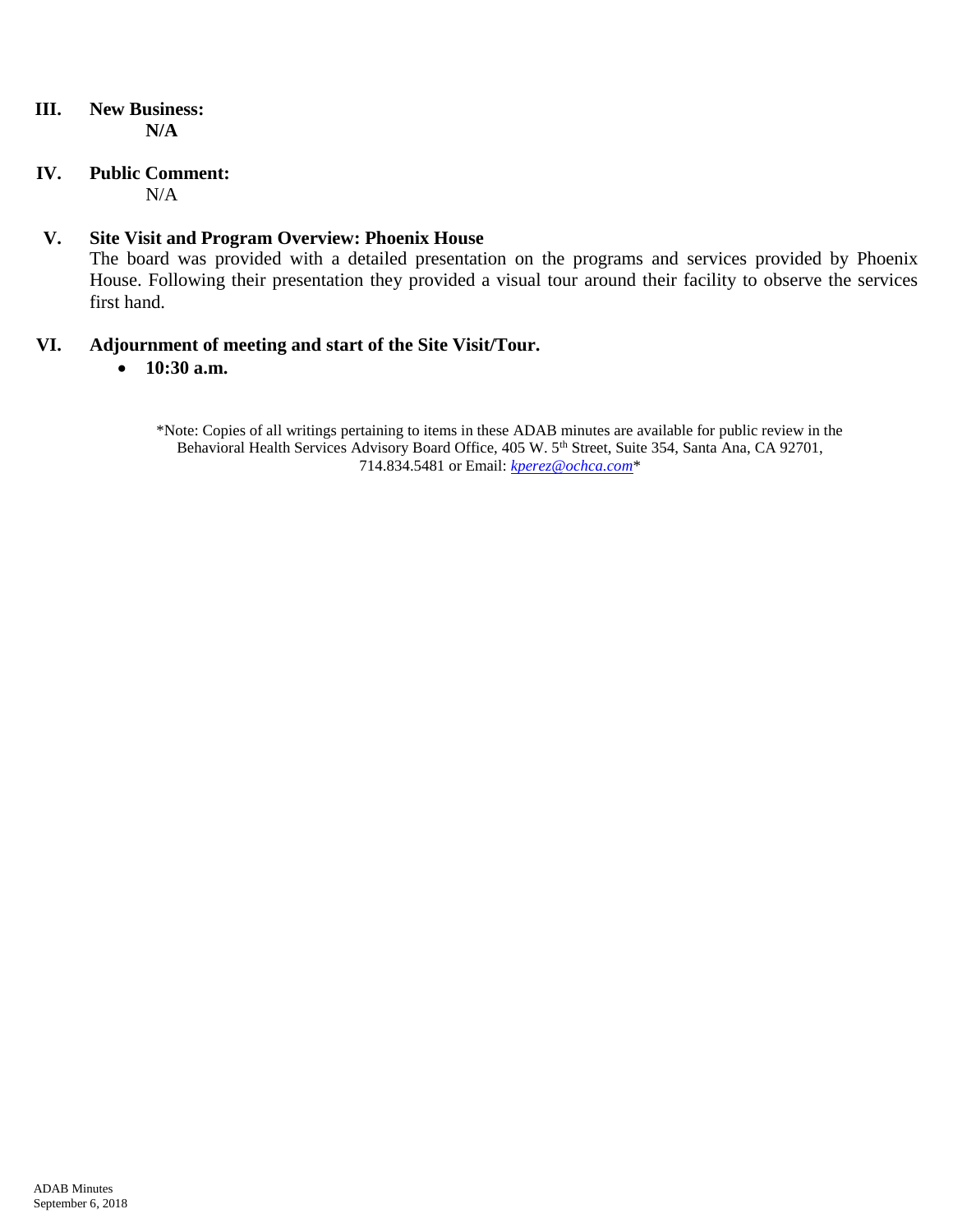**III. New Business:**

**N/A**

**IV. Public Comment:**

N/A

**V. Site Visit and Program Overview: Phoenix House**

The board was provided with a detailed presentation on the programs and services provided by Phoenix House. Following their presentation they provided a visual tour around their facility to observe the services first hand.

**VI. Adjournment of meeting and start of the Site Visit/Tour.**

- **10:30 a.m.**

*Note: Copies of all writings pertaining to items in these ADAB minutes are available for public review in the Behavioral Health Services Advisory Board Office, 405 W. 5th Street, Suite 354, Santa Ana, CA 92701, 714.834.5481 or Email: *kperez@ochca.com**